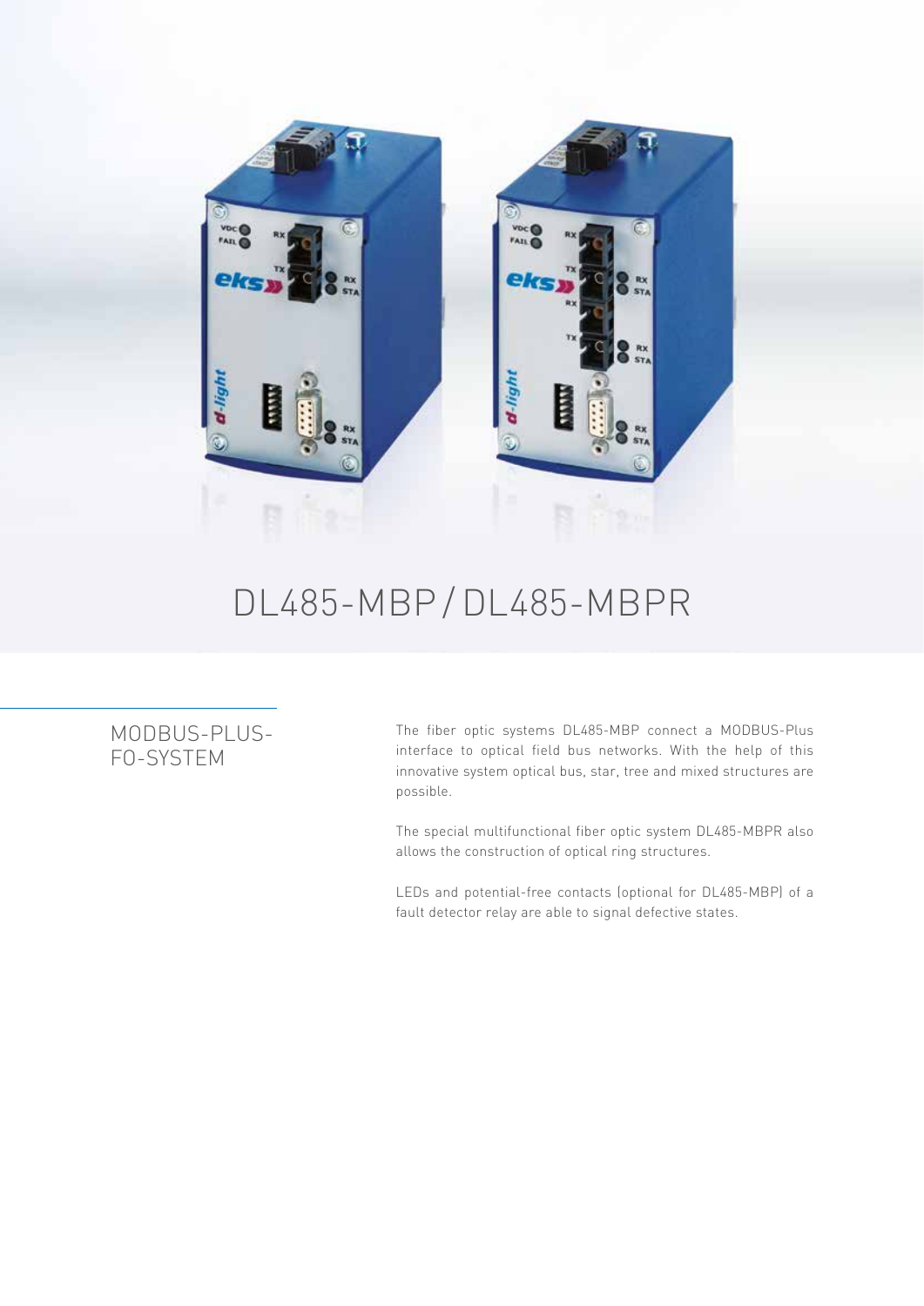# DL485-MBP / DL485-MBPR

## MODBUS-PLUS-FO-SYSTEM

The fiber optic systems DL485-MBP connect a MODBUS-Plus interface to optical field bus networks. With the help of this innovative system optical bus, star, tree and mixed structures are possible.

The special multifunctional fiber optic system DL485-MBPR also allows the construction of optical ring structures.

LEDs and potential-free contacts (optional for DL485-MBP) of a fault detector relay are able to signal defective states.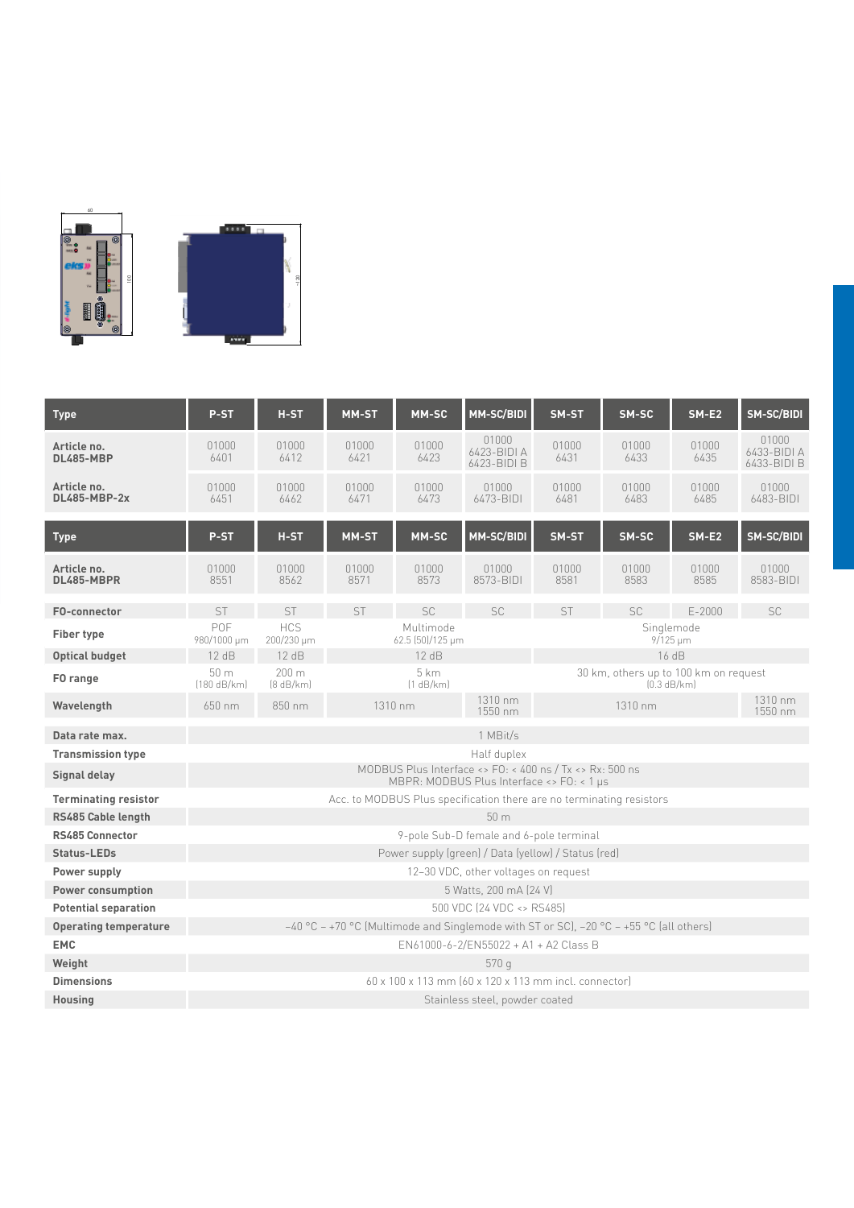| Type | P-ST | H-ST | MM-ST | MM-SC | MM-SC/BIDI | SM-ST | SM-SC | SM-E2 | SM-SC/BIDI |
|---|---|---|---|---|---|---|---|---|---|
| **Article no. DL485-MBP** | 01000 6401 | 01000 6412 | 01000 6421 | 01000 6423 | 01000 6423-BIDI A 6423-BIDI B | 01000 6431 | 01000 6433 | 01000 6435 | 01000 6433-BIDI A 6433-BIDI B |
| **Article no. DL485-MBP-2x** | 01000 6451 | 01000 6462 | 01000 6471 | 01000 6473 | 01000 6473-BIDI | 01000 6481 | 01000 6483 | 01000 6485 | 01000 6483-BIDI |

| Type | P-ST | H-ST | MM-ST | MM-SC | MM-SC/BIDI | SM-ST | SM-SC | SM-E2 | SM-SC/BIDI |
|---|---|---|---|---|---|---|---|---|---|
| **Article no. DL485-MBPR** | 01000 8551 | 01000 8562 | 01000 8571 | 01000 8573 | 01000 8573-BIDI | 01000 8581 | 01000 8583 | 01000 8585 | 01000 8583-BIDI |
| **FO-connector** | ST | ST | ST | SC | SC | ST | SC | E-2000 | SC |
| **Fiber type** | POF 980/1000 µm | HCS 200/230 µm | Multimode 62.5 (50)/125 µm | | | Singlemode 9/125 µm | | | |
| **Optical budget** | 12 dB | 12 dB | 12 dB | | | 16 dB | | | |
| **FO range** | 50 m (180 dB/km) | 200 m (8 dB/km) | 5 km (1 dB/km) | | | 30 km, others up to 100 km on request (0.3 dB/km) | | | |
| **Wavelength** | 650 nm | 850 nm | 1310 nm | | 1310 nm 1550 nm | 1310 nm | | | 1310 nm 1550 nm |

| | |
|---|---|
| **Data rate max.** | 1 MBit/s |
| **Transmission type** | Half duplex |
| **Signal delay** | MODBUS Plus Interface <> FO: < 400 ns / Tx <> Rx: 500 ns MBPR: MODBUS Plus Interface <> FO: < 1 µs |
| **Terminating resistor** | Acc. to MODBUS Plus specification there are no terminating resistors |
| **RS485 Cable length** | 50 m |
| **RS485 Connector** | 9-pole Sub-D female and 6-pole terminal |
| **Status-LEDs** | Power supply (green) / Data (yellow) / Status (red) |
| **Power supply** | 12–30 VDC, other voltages on request |
| **Power consumption** | 5 Watts, 200 mA (24 V) |
| **Potential separation** | 500 VDC (24 VDC <> RS485) |
| **Operating temperature** | −40 °C – +70 °C (Multimode and Singlemode with ST or SC), −20 °C – +55 °C (all others) |
| **EMC** | EN61000-6-2/EN55022 + A1 + A2 Class B |
| **Weight** | 570 g |
| **Dimensions** | 60 x 100 x 113 mm (60 x 120 x 113 mm incl. connector) |
| **Housing** | Stainless steel, powder coated |